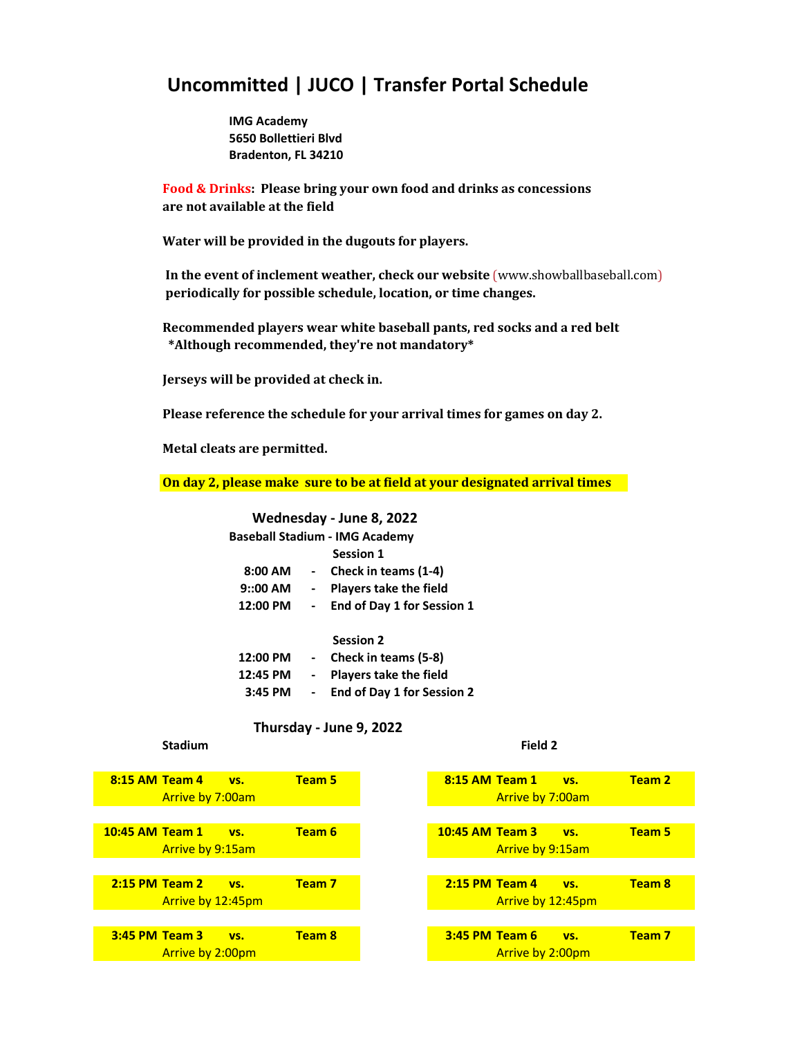# Uncommitted | JUCO | Transfer Portal Schedule

**IMG Academy**
**5650 Bollettieri Blvd**
**Bradenton, FL 34210**

**Food & Drinks: Please bring your own food and drinks as concessions are not available at the field**

**Water will be provided in the dugouts for players.**

**In the event of inclement weather, check our website** (www.showballbaseball.com) **periodically for possible schedule, location, or time changes.**

**Recommended players wear white baseball pants, red socks and a red belt**
**\*Although recommended, they're not mandatory\***

**Jerseys will be provided at check in.**

**Please reference the schedule for your arrival times for games on day 2.**

**Metal cleats are permitted.**

**On day 2, please make sure to be at field at your designated arrival times**

## Wednesday - June 8, 2022

**Baseball Stadium - IMG Academy**

**Session 1**

| Time | | Activity |
|---|---|---|
| 8:00 AM | - | Check in teams (1-4) |
| 9::00 AM | - | Players take the field |
| 12:00 PM | - | End of Day 1 for Session 1 |

**Session 2**

| Time | | Activity |
|---|---|---|
| 12:00 PM | - | Check in teams (5-8) |
| 12:45 PM | - | Players take the field |
| 3:45 PM | - | End of Day 1 for Session 2 |

## Thursday - June 9, 2022

**Stadium**

| Time | Team | | Team | Arrival |
|---|---|---|---|---|
| 8:15 AM | Team 4 | vs. | Team 5 | Arrive by 7:00am |
| 10:45 AM | Team 1 | vs. | Team 6 | Arrive by 9:15am |
| 2:15 PM | Team 2 | vs. | Team 7 | Arrive by 12:45pm |
| 3:45 PM | Team 3 | vs. | Team 8 | Arrive by 2:00pm |

**Field 2**

| Time | Team | | Team | Arrival |
|---|---|---|---|---|
| 8:15 AM | Team 1 | vs. | Team 2 | Arrive by 7:00am |
| 10:45 AM | Team 3 | vs. | Team 5 | Arrive by 9:15am |
| 2:15 PM | Team 4 | vs. | Team 8 | Arrive by 12:45pm |
| 3:45 PM | Team 6 | vs. | Team 7 | Arrive by 2:00pm |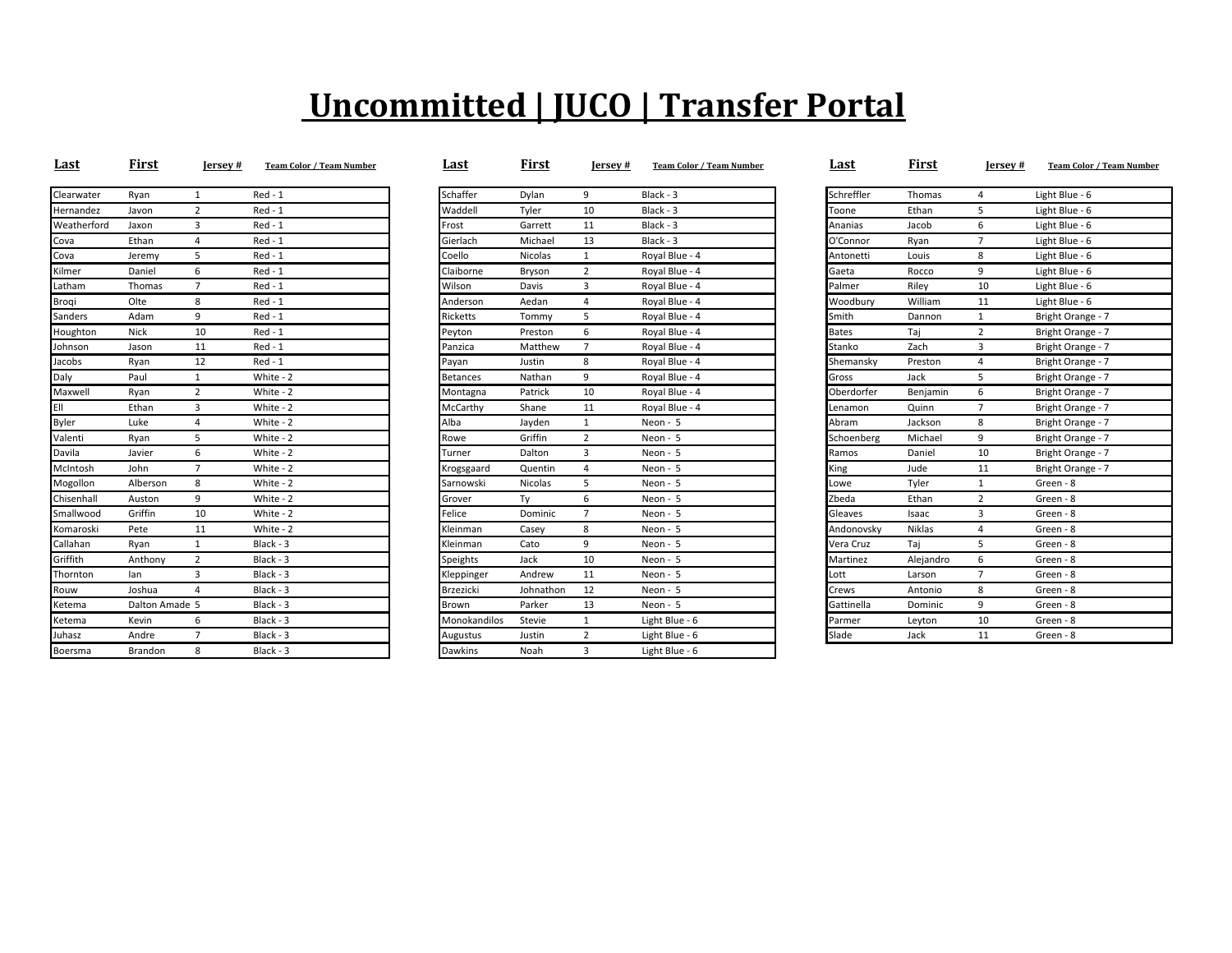# Uncommitted | JUCO | Transfer Portal

| Last | First | Jersey # | Team Color / Team Number |
|---|---|---|---|
| Clearwater | Ryan | 1 | Red - 1 |
| Hernandez | Javon | 2 | Red - 1 |
| Weatherford | Jaxon | 3 | Red - 1 |
| Cova | Ethan | 4 | Red - 1 |
| Cova | Jeremy | 5 | Red - 1 |
| Kilmer | Daniel | 6 | Red - 1 |
| Latham | Thomas | 7 | Red - 1 |
| Broqi | Olte | 8 | Red - 1 |
| Sanders | Adam | 9 | Red - 1 |
| Houghton | Nick | 10 | Red - 1 |
| Johnson | Jason | 11 | Red - 1 |
| Jacobs | Ryan | 12 | Red - 1 |
| Daly | Paul | 1 | White - 2 |
| Maxwell | Ryan | 2 | White - 2 |
| Ell | Ethan | 3 | White - 2 |
| Byler | Luke | 4 | White - 2 |
| Valenti | Ryan | 5 | White - 2 |
| Davila | Javier | 6 | White - 2 |
| McIntosh | John | 7 | White - 2 |
| Mogollon | Alberson | 8 | White - 2 |
| Chisenhall | Auston | 9 | White - 2 |
| Smallwood | Griffin | 10 | White - 2 |
| Komaroski | Pete | 11 | White - 2 |
| Callahan | Ryan | 1 | Black - 3 |
| Griffith | Anthony | 2 | Black - 3 |
| Thornton | Ian | 3 | Black - 3 |
| Rouw | Joshua | 4 | Black - 3 |
| Ketema | Dalton Amade | 5 | Black - 3 |
| Ketema | Kevin | 6 | Black - 3 |
| Juhasz | Andre | 7 | Black - 3 |
| Boersma | Brandon | 8 | Black - 3 |

| Last | First | Jersey # | Team Color / Team Number |
|---|---|---|---|
| Schaffer | Dylan | 9 | Black - 3 |
| Waddell | Tyler | 10 | Black - 3 |
| Frost | Garrett | 11 | Black - 3 |
| Gierlach | Michael | 13 | Black - 3 |
| Coello | Nicolas | 1 | Royal Blue - 4 |
| Claiborne | Bryson | 2 | Royal Blue - 4 |
| Wilson | Davis | 3 | Royal Blue - 4 |
| Anderson | Aedan | 4 | Royal Blue - 4 |
| Ricketts | Tommy | 5 | Royal Blue - 4 |
| Peyton | Preston | 6 | Royal Blue - 4 |
| Panzica | Matthew | 7 | Royal Blue - 4 |
| Payan | Justin | 8 | Royal Blue - 4 |
| Betances | Nathan | 9 | Royal Blue - 4 |
| Montagna | Patrick | 10 | Royal Blue - 4 |
| McCarthy | Shane | 11 | Royal Blue - 4 |
| Alba | Jayden | 1 | Neon - 5 |
| Rowe | Griffin | 2 | Neon - 5 |
| Turner | Dalton | 3 | Neon - 5 |
| Krogsgaard | Quentin | 4 | Neon - 5 |
| Sarnowski | Nicolas | 5 | Neon - 5 |
| Grover | Ty | 6 | Neon - 5 |
| Felice | Dominic | 7 | Neon - 5 |
| Kleinman | Casey | 8 | Neon - 5 |
| Kleinman | Cato | 9 | Neon - 5 |
| Speights | Jack | 10 | Neon - 5 |
| Kleppinger | Andrew | 11 | Neon - 5 |
| Brzezicki | Johnathon | 12 | Neon - 5 |
| Brown | Parker | 13 | Neon - 5 |
| Monokandilos | Stevie | 1 | Light Blue - 6 |
| Augustus | Justin | 2 | Light Blue - 6 |
| Dawkins | Noah | 3 | Light Blue - 6 |

| Last | First | Jersey # | Team Color / Team Number |
|---|---|---|---|
| Schreffler | Thomas | 4 | Light Blue - 6 |
| Toone | Ethan | 5 | Light Blue - 6 |
| Ananias | Jacob | 6 | Light Blue - 6 |
| O'Connor | Ryan | 7 | Light Blue - 6 |
| Antonetti | Louis | 8 | Light Blue - 6 |
| Gaeta | Rocco | 9 | Light Blue - 6 |
| Palmer | Riley | 10 | Light Blue - 6 |
| Woodbury | William | 11 | Light Blue - 6 |
| Smith | Dannon | 1 | Bright Orange - 7 |
| Bates | Taj | 2 | Bright Orange - 7 |
| Stanko | Zach | 3 | Bright Orange - 7 |
| Shemansky | Preston | 4 | Bright Orange - 7 |
| Gross | Jack | 5 | Bright Orange - 7 |
| Oberdorfer | Benjamin | 6 | Bright Orange - 7 |
| Lenamon | Quinn | 7 | Bright Orange - 7 |
| Abram | Jackson | 8 | Bright Orange - 7 |
| Schoenberg | Michael | 9 | Bright Orange - 7 |
| Ramos | Daniel | 10 | Bright Orange - 7 |
| King | Jude | 11 | Bright Orange - 7 |
| Lowe | Tyler | 1 | Green - 8 |
| Zbeda | Ethan | 2 | Green - 8 |
| Gleaves | Isaac | 3 | Green - 8 |
| Andonovsky | Niklas | 4 | Green - 8 |
| Vera Cruz | Taj | 5 | Green - 8 |
| Martinez | Alejandro | 6 | Green - 8 |
| Lott | Larson | 7 | Green - 8 |
| Crews | Antonio | 8 | Green - 8 |
| Gattinella | Dominic | 9 | Green - 8 |
| Parmer | Leyton | 10 | Green - 8 |
| Slade | Jack | 11 | Green - 8 |